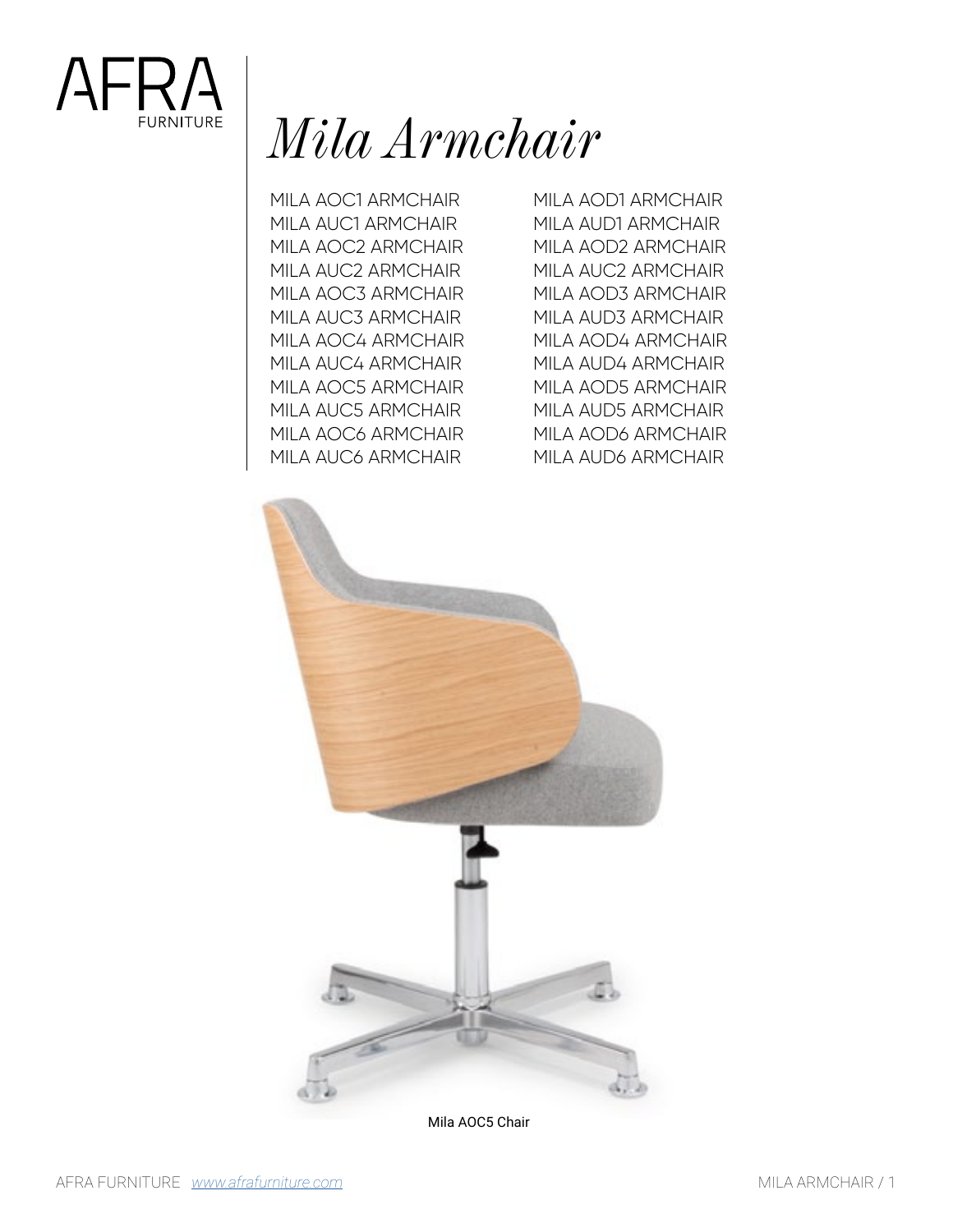AFRA
FURNITURE

# *Mila Armchair*

MILA AOC1 ARMCHAIR
MILA AUC1 ARMCHAIR
MILA AOC2 ARMCHAIR
MILA AUC2 ARMCHAIR
MILA AOC3 ARMCHAIR
MILA AUC3 ARMCHAIR
MILA AOC4 ARMCHAIR
MILA AUC4 ARMCHAIR
MILA AOC5 ARMCHAIR
MILA AUC5 ARMCHAIR
MILA AOC6 ARMCHAIR
MILA AUC6 ARMCHAIR

MILA AOD1 ARMCHAIR
MILA AUD1 ARMCHAIR
MILA AOD2 ARMCHAIR
MILA AUC2 ARMCHAIR
MILA AOD3 ARMCHAIR
MILA AUD3 ARMCHAIR
MILA AOD4 ARMCHAIR
MILA AUD4 ARMCHAIR
MILA AOD5 ARMCHAIR
MILA AUD5 ARMCHAIR
MILA AOD6 ARMCHAIR
MILA AUD6 ARMCHAIR

Mila AOC5 Chair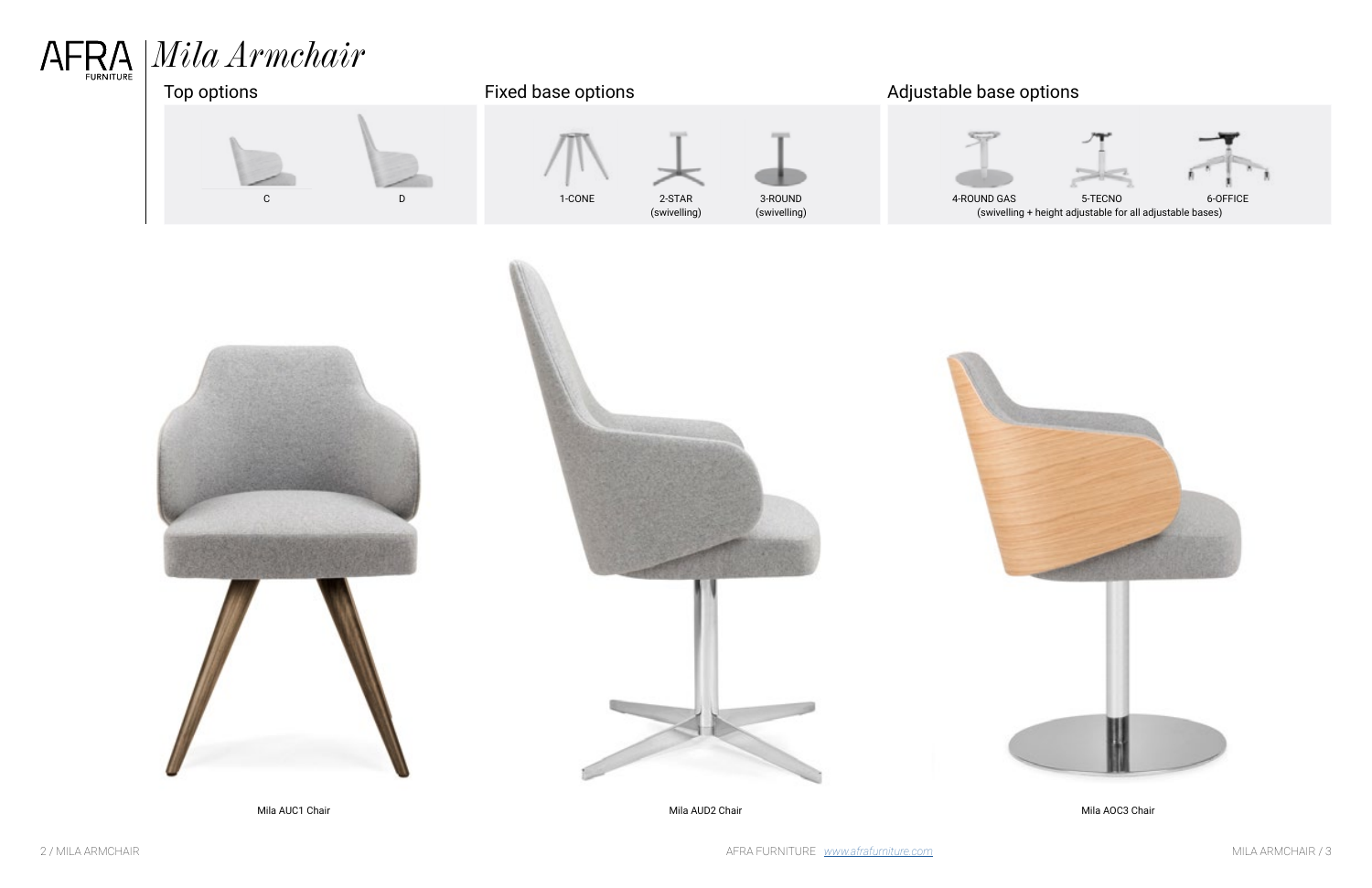# AFRA FURNITURE | *Mila Armchair*

## Top options

C

D

## Fixed base options

1-CONE

2-STAR (swivelling)

3-ROUND (swivelling)

## Adjustable base options

4-ROUND GAS

5-TECNO

6-OFFICE

(swivelling + height adjustable for all adjustable bases)

Mila AUC1 Chair

Mila AUD2 Chair

Mila AOC3 Chair

AFRA FURNITURE www.afrafurniture.com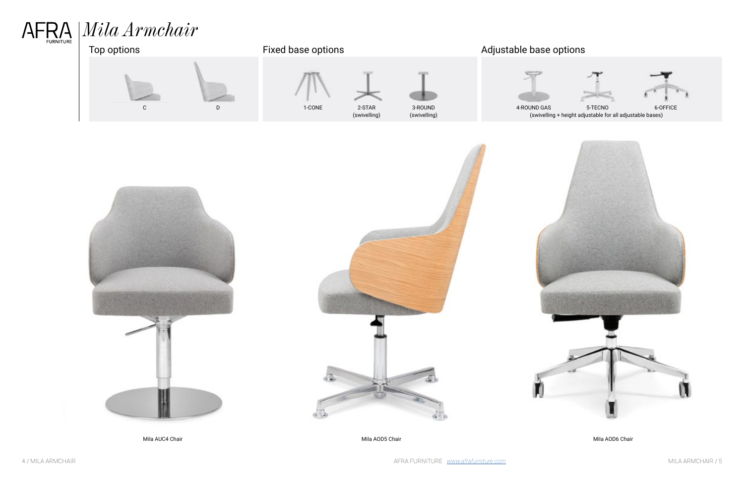# AFRA FURNITURE | *Mila Armchair*

## Top options

C

D

## Fixed base options

1-CONE

2-STAR (swivelling)

3-ROUND (swivelling)

## Adjustable base options

4-ROUND GAS

5-TECNO

6-OFFICE

(swivelling + height adjustable for all adjustable bases)

Mila AUC4 Chair

Mila AOD5 Chair

Mila AOD6 Chair

AFRA FURNITURE *www.afrafurniture.com*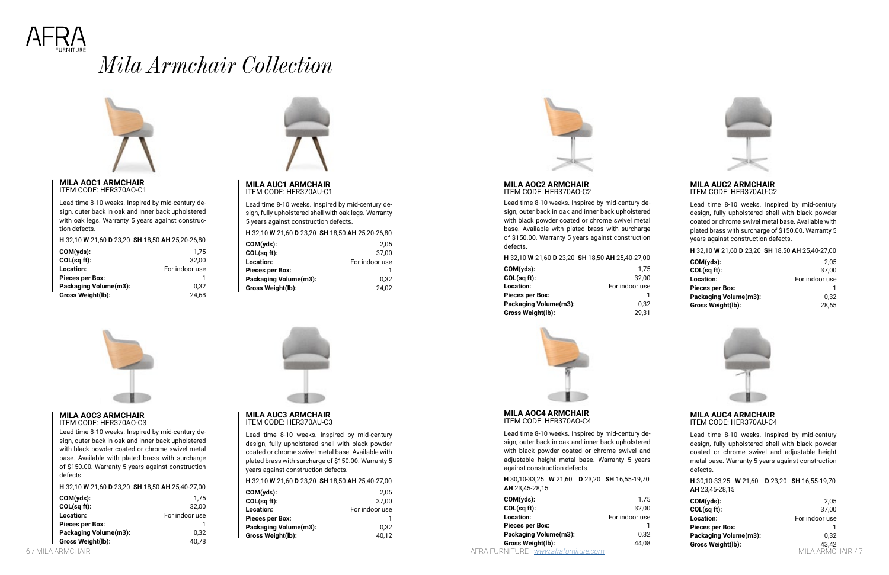# Mila Armchair Collection

## MILA AOC1 ARMCHAIR
ITEM CODE: HER370AO-C1

Lead time 8-10 weeks. Inspired by mid-century design, outer back in oak and inner back upholstered with oak legs. Warranty 5 years against construction defects.

**H** 32,10 **W** 21,60 **D** 23,20 **SH** 18,50 **AH** 25,20-26,80

| | |
|---|---|
| **COM(yds):** | 1,75 |
| **COL(sq ft):** | 32,00 |
| **Location:** | For indoor use |
| **Pieces per Box:** | 1 |
| **Packaging Volume(m3):** | 0,32 |
| **Gross Weight(lb):** | 24,68 |

## MILA AUC1 ARMCHAIR
ITEM CODE: HER370AU-C1

Lead time 8-10 weeks. Inspired by mid-century design, fully upholstered shell with oak legs. Warranty 5 years against construction defects.

**H** 32,10 **W** 21,60 **D** 23,20 **SH** 18,50 **AH** 25,20-26,80

| | |
|---|---|
| **COM(yds):** | 2,05 |
| **COL(sq ft):** | 37,00 |
| **Location:** | For indoor use |
| **Pieces per Box:** | 1 |
| **Packaging Volume(m3):** | 0,32 |
| **Gross Weight(lb):** | 24,02 |

## MILA AOC3 ARMCHAIR
ITEM CODE: HER370AO-C3

Lead time 8-10 weeks. Inspired by mid-century design, outer back in oak and inner back upholstered with black powder coated or chrome swivel metal base. Available with plated brass with surcharge of $150.00. Warranty 5 years against construction defects.

**H** 32,10 **W** 21,60 **D** 23,20 **SH** 18,50 **AH** 25,40-27,00

| | |
|---|---|
| **COM(yds):** | 1,75 |
| **COL(sq ft):** | 32,00 |
| **Location:** | For indoor use |
| **Pieces per Box:** | 1 |
| **Packaging Volume(m3):** | 0,32 |
| **Gross Weight(lb):** | 40,78 |

## MILA AUC3 ARMCHAIR
ITEM CODE: HER370AU-C3

Lead time 8-10 weeks. Inspired by mid-century design, fully upholstered shell with black powder coated or chrome swivel metal base. Available with plated brass with surcharge of $150.00. Warranty 5 years against construction defects.

**H** 32,10 **W** 21,60 **D** 23,20 **SH** 18,50 **AH** 25,40-27,00

| | |
|---|---|
| **COM(yds):** | 2,05 |
| **COL(sq ft):** | 37,00 |
| **Location:** | For indoor use |
| **Pieces per Box:** | 1 |
| **Packaging Volume(m3):** | 0,32 |
| **Gross Weight(lb):** | 40,12 |

## MILA AOC2 ARMCHAIR
ITEM CODE: HER370AO-C2

Lead time 8-10 weeks. Inspired by mid-century design, outer back in oak and inner back upholstered with black powder coated or chrome swivel metal base. Available with plated brass with surcharge of $150.00. Warranty 5 years against construction defects.

**H** 32,10 **W** 21,60 **D** 23,20 **SH** 18,50 **AH** 25,40-27,00

| | |
|---|---|
| **COM(yds):** | 1,75 |
| **COL(sq ft):** | 32,00 |
| **Location:** | For indoor use |
| **Pieces per Box:** | 1 |
| **Packaging Volume(m3):** | 0,32 |
| **Gross Weight(lb):** | 29,31 |

## MILA AUC2 ARMCHAIR
ITEM CODE: HER370AU-C2

Lead time 8-10 weeks. Inspired by mid-century design, fully upholstered shell with black powder coated or chrome swivel metal base. Available with plated brass with surcharge of $150.00. Warranty 5 years against construction defects.

**H** 32,10 **W** 21,60 **D** 23,20 **SH** 18,50 **AH** 25,40-27,00

| | |
|---|---|
| **COM(yds):** | 2,05 |
| **COL(sq ft):** | 37,00 |
| **Location:** | For indoor use |
| **Pieces per Box:** | 1 |
| **Packaging Volume(m3):** | 0,32 |
| **Gross Weight(lb):** | 28,65 |

## MILA AOC4 ARMCHAIR
ITEM CODE: HER370AO-C4

Lead time 8-10 weeks. Inspired by mid-century design, outer back in oak and inner back upholstered with black powder coated or chrome swivel and adjustable height metal base. Warranty 5 years against construction defects.

**H** 30,10-33,25 **W** 21,60 **D** 23,20 **SH** 16,55-19,70 **AH** 23,45-28,15

| | |
|---|---|
| **COM(yds):** | 1,75 |
| **COL(sq ft):** | 32,00 |
| **Location:** | For indoor use |
| **Pieces per Box:** | 1 |
| **Packaging Volume(m3):** | 0,32 |
| **Gross Weight(lb):** | 44,08 |

## MILA AUC4 ARMCHAIR
ITEM CODE: HER370AU-C4

Lead time 8-10 weeks. Inspired by mid-century design, fully upholstered shell with black powder coated or chrome swivel and adjustable height metal base. Warranty 5 years against construction defects.

**H** 30,10-33,25 **W** 21,60 **D** 23,20 **SH** 16,55-19,70 **AH** 23,45-28,15

| | |
|---|---|
| **COM(yds):** | 2,05 |
| **COL(sq ft):** | 37,00 |
| **Location:** | For indoor use |
| **Pieces per Box:** | 1 |
| **Packaging Volume(m3):** | 0,32 |
| **Gross Weight(lb):** | 43,42 |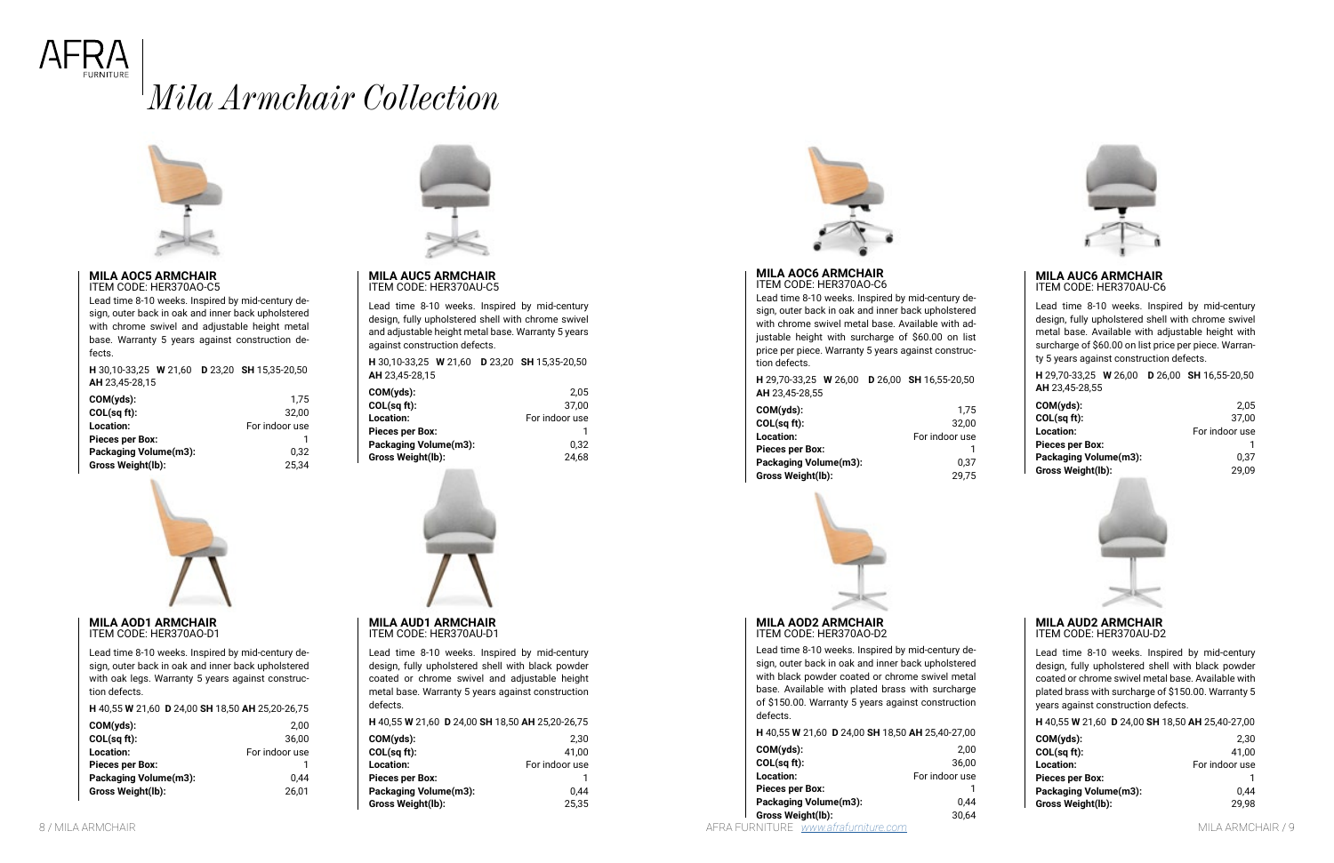# Mila Armchair Collection

## MILA AOC5 ARMCHAIR
ITEM CODE: HER370AO-C5

Lead time 8-10 weeks. Inspired by mid-century design, outer back in oak and inner back upholstered with chrome swivel and adjustable height metal base. Warranty 5 years against construction defects.

**H** 30,10-33,25 **W** 21,60 **D** 23,20 **SH** 15,35-20,50 **AH** 23,45-28,15

| | |
|---|---|
| **COM(yds):** | 1,75 |
| **COL(sq ft):** | 32,00 |
| **Location:** | For indoor use |
| **Pieces per Box:** | 1 |
| **Packaging Volume(m3):** | 0,32 |
| **Gross Weight(lb):** | 25,34 |

## MILA AUC5 ARMCHAIR
ITEM CODE: HER370AU-C5

Lead time 8-10 weeks. Inspired by mid-century design, fully upholstered shell with chrome swivel and adjustable height metal base. Warranty 5 years against construction defects.

**H** 30,10-33,25 **W** 21,60 **D** 23,20 **SH** 15,35-20,50 **AH** 23,45-28,15

| | |
|---|---|
| **COM(yds):** | 2,05 |
| **COL(sq ft):** | 37,00 |
| **Location:** | For indoor use |
| **Pieces per Box:** | 1 |
| **Packaging Volume(m3):** | 0,32 |
| **Gross Weight(lb):** | 24,68 |

## MILA AOD1 ARMCHAIR
ITEM CODE: HER370AO-D1

Lead time 8-10 weeks. Inspired by mid-century design, outer back in oak and inner back upholstered with oak legs. Warranty 5 years against construction defects.

**H** 40,55 **W** 21,60 **D** 24,00 **SH** 18,50 **AH** 25,20-26,75

| | |
|---|---|
| **COM(yds):** | 2,00 |
| **COL(sq ft):** | 36,00 |
| **Location:** | For indoor use |
| **Pieces per Box:** | 1 |
| **Packaging Volume(m3):** | 0,44 |
| **Gross Weight(lb):** | 26,01 |

## MILA AUD1 ARMCHAIR
ITEM CODE: HER370AU-D1

Lead time 8-10 weeks. Inspired by mid-century design, fully upholstered shell with black powder coated or chrome swivel and adjustable height metal base. Warranty 5 years against construction defects.

**H** 40,55 **W** 21,60 **D** 24,00 **SH** 18,50 **AH** 25,20-26,75

| | |
|---|---|
| **COM(yds):** | 2,30 |
| **COL(sq ft):** | 41,00 |
| **Location:** | For indoor use |
| **Pieces per Box:** | 1 |
| **Packaging Volume(m3):** | 0,44 |
| **Gross Weight(lb):** | 25,35 |

## MILA AOC6 ARMCHAIR
ITEM CODE: HER370AO-C6

Lead time 8-10 weeks. Inspired by mid-century design, outer back in oak and inner back upholstered with chrome swivel metal base. Available with adjustable height with surcharge of $60.00 on list price per piece. Warranty 5 years against construction defects.

**H** 29,70-33,25 **W** 26,00 **D** 26,00 **SH** 16,55-20,50 **AH** 23,45-28,55

| | |
|---|---|
| **COM(yds):** | 1,75 |
| **COL(sq ft):** | 32,00 |
| **Location:** | For indoor use |
| **Pieces per Box:** | 1 |
| **Packaging Volume(m3):** | 0,37 |
| **Gross Weight(lb):** | 29,75 |

## MILA AUC6 ARMCHAIR
ITEM CODE: HER370AU-C6

Lead time 8-10 weeks. Inspired by mid-century design, fully upholstered shell with chrome swivel metal base. Available with adjustable height with surcharge of $60.00 on list price per piece. Warranty 5 years against construction defects.

**H** 29,70-33,25 **W** 26,00 **D** 26,00 **SH** 16,55-20,50 **AH** 23,45-28,55

| | |
|---|---|
| **COM(yds):** | 2,05 |
| **COL(sq ft):** | 37,00 |
| **Location:** | For indoor use |
| **Pieces per Box:** | 1 |
| **Packaging Volume(m3):** | 0,37 |
| **Gross Weight(lb):** | 29,09 |

## MILA AOD2 ARMCHAIR
ITEM CODE: HER370AO-D2

Lead time 8-10 weeks. Inspired by mid-century design, outer back in oak and inner back upholstered with black powder coated or chrome swivel metal base. Available with plated brass with surcharge of $150.00. Warranty 5 years against construction defects.

**H** 40,55 **W** 21,60 **D** 24,00 **SH** 18,50 **AH** 25,40-27,00

| | |
|---|---|
| **COM(yds):** | 2,00 |
| **COL(sq ft):** | 36,00 |
| **Location:** | For indoor use |
| **Pieces per Box:** | 1 |
| **Packaging Volume(m3):** | 0,44 |
| **Gross Weight(lb):** | 30,64 |

## MILA AUD2 ARMCHAIR
ITEM CODE: HER370AU-D2

Lead time 8-10 weeks. Inspired by mid-century design, fully upholstered shell with black powder coated or chrome swivel metal base. Available with plated brass with surcharge of $150.00. Warranty 5 years against construction defects.

**H** 40,55 **W** 21,60 **D** 24,00 **SH** 18,50 **AH** 25,40-27,00

| | |
|---|---|
| **COM(yds):** | 2,30 |
| **COL(sq ft):** | 41,00 |
| **Location:** | For indoor use |
| **Pieces per Box:** | 1 |
| **Packaging Volume(m3):** | 0,44 |
| **Gross Weight(lb):** | 29,98 |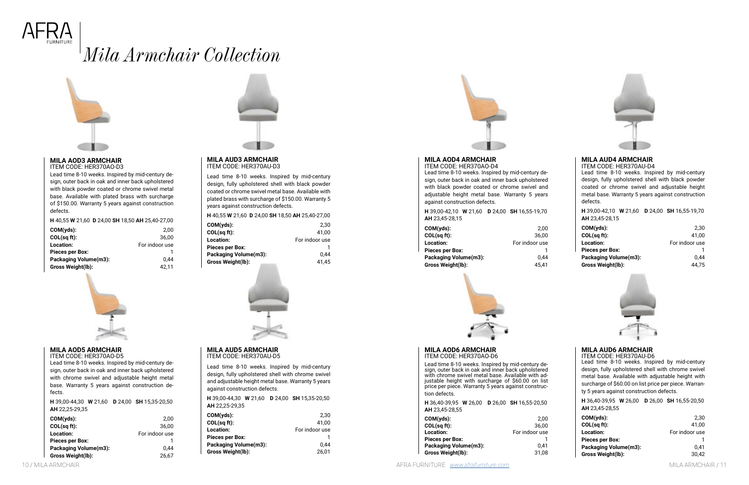# Mila Armchair Collection

### MILA AOD3 ARMCHAIR
ITEM CODE: HER370AO-D3

Lead time 8-10 weeks. Inspired by mid-century design, outer back in oak and inner back upholstered with black powder coated or chrome swivel metal base. Available with plated brass with surcharge of $150.00. Warranty 5 years against construction defects.

**H** 40,55 **W** 21,60 **D** 24,00 **SH** 18,50 **AH** 25,40-27,00

| | |
|---|---|
| **COM(yds):** | 2,00 |
| **COL(sq ft):** | 36,00 |
| **Location:** | For indoor use |
| **Pieces per Box:** | 1 |
| **Packaging Volume(m3):** | 0,44 |
| **Gross Weight(lb):** | 42,11 |

### MILA AUD3 ARMCHAIR
ITEM CODE: HER370AU-D3

Lead time 8-10 weeks. Inspired by mid-century design, fully upholstered shell with black powder coated or chrome swivel metal base. Available with plated brass with surcharge of $150.00. Warranty 5 years against construction defects.

**H** 40,55 **W** 21,60 **D** 24,00 **SH** 18,50 **AH** 25,40-27,00

| | |
|---|---|
| **COM(yds):** | 2,30 |
| **COL(sq ft):** | 41,00 |
| **Location:** | For indoor use |
| **Pieces per Box:** | 1 |
| **Packaging Volume(m3):** | 0,44 |
| **Gross Weight(lb):** | 41,45 |

### MILA AOD5 ARMCHAIR
ITEM CODE: HER370AO-D5

Lead time 8-10 weeks. Inspired by mid-century design, outer back in oak and inner back upholstered with chrome swivel and adjustable height metal base. Warranty 5 years against construction defects.

**H** 39,00-44,30 **W** 21,60 **D** 24,00 **SH** 15,35-20,50 **AH** 22,25-29,35

| | |
|---|---|
| **COM(yds):** | 2,00 |
| **COL(sq ft):** | 36,00 |
| **Location:** | For indoor use |
| **Pieces per Box:** | 1 |
| **Packaging Volume(m3):** | 0,44 |
| **Gross Weight(lb):** | 26,67 |

### MILA AUD5 ARMCHAIR
ITEM CODE: HER370AU-D5

Lead time 8-10 weeks. Inspired by mid-century design, fully upholstered shell with chrome swivel and adjustable height metal base. Warranty 5 years against construction defects.

**H** 39,00-44,30 **W** 21,60 **D** 24,00 **SH** 15,35-20,50 **AH** 22,25-29,35

| | |
|---|---|
| **COM(yds):** | 2,30 |
| **COL(sq ft):** | 41,00 |
| **Location:** | For indoor use |
| **Pieces per Box:** | 1 |
| **Packaging Volume(m3):** | 0,44 |
| **Gross Weight(lb):** | 26,01 |

### MILA AOD4 ARMCHAIR
ITEM CODE: HER370AO-D4

Lead time 8-10 weeks. Inspired by mid-century design, outer back in oak and inner back upholstered with black powder coated or chrome swivel and adjustable height metal base. Warranty 5 years against construction defects.

**H** 39,00-42,10 **W** 21,60 **D** 24,00 **SH** 16,55-19,70 **AH** 23,45-28,15

| | |
|---|---|
| **COM(yds):** | 2,00 |
| **COL(sq ft):** | 36,00 |
| **Location:** | For indoor use |
| **Pieces per Box:** | 1 |
| **Packaging Volume(m3):** | 0,44 |
| **Gross Weight(lb):** | 45,41 |

### MILA AUD4 ARMCHAIR
ITEM CODE: HER370AU-D4

Lead time 8-10 weeks. Inspired by mid-century design, fully upholstered shell with black powder coated or chrome swivel and adjustable height metal base. Warranty 5 years against construction defects.

**H** 39,00-42,10 **W** 21,60 **D** 24,00 **SH** 16,55-19,70 **AH** 23,45-28,15

| | |
|---|---|
| **COM(yds):** | 2,30 |
| **COL(sq ft):** | 41,00 |
| **Location:** | For indoor use |
| **Pieces per Box:** | 1 |
| **Packaging Volume(m3):** | 0,44 |
| **Gross Weight(lb):** | 44,75 |

### MILA AOD6 ARMCHAIR
ITEM CODE: HER370AO-D6

Lead time 8-10 weeks. Inspired by mid-century design, outer back in oak and inner back upholstered with chrome swivel metal base. Available with adjustable height with surcharge of $60.00 on list price per piece. Warranty 5 years against construction defects.

**H** 36,40-39,95 **W** 26,00 **D** 26,00 **SH** 16,55-20,50 **AH** 23,45-28,55

| | |
|---|---|
| **COM(yds):** | 2,00 |
| **COL(sq ft):** | 36,00 |
| **Location:** | For indoor use |
| **Pieces per Box:** | 1 |
| **Packaging Volume(m3):** | 0,41 |
| **Gross Weight(lb):** | 31,08 |

### MILA AUD6 ARMCHAIR
ITEM CODE: HER370AU-D6

Lead time 8-10 weeks. Inspired by mid-century design, fully upholstered shell with chrome swivel metal base. Available with adjustable height with surcharge of $60.00 on list price per piece. Warranty 5 years against construction defects.

**H** 36,40-39,95 **W** 26,00 **D** 26,00 **SH** 16,55-20,50 **AH** 23,45-28,55

| | |
|---|---|
| **COM(yds):** | 2,30 |
| **COL(sq ft):** | 41,00 |
| **Location:** | For indoor use |
| **Pieces per Box:** | 1 |
| **Packaging Volume(m3):** | 0,41 |
| **Gross Weight(lb):** | 30,42 |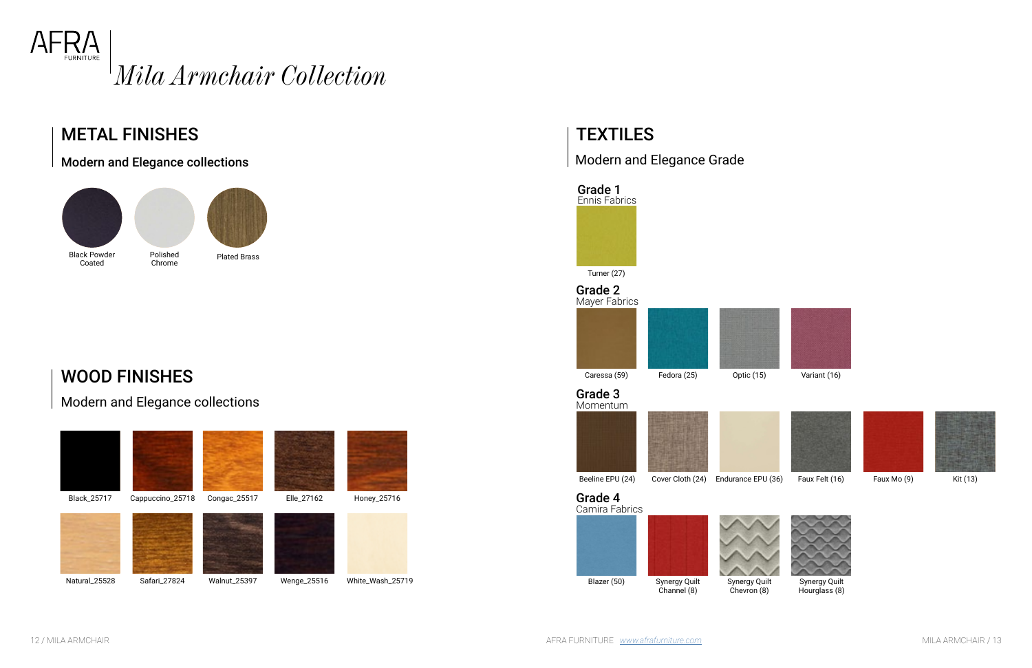AFRA
FURNITURE

*Mila Armchair Collection*

## METAL FINISHES

**Modern and Elegance collections**

Black Powder Coated

Polished Chrome

Plated Brass

## WOOD FINISHES

Modern and Elegance collections

Black_25717

Cappuccino_25718

Congac_25517

Elle_27162

Honey_25716

Natural_25528

Safari_27824

Walnut_25397

Wenge_25516

White_Wash_25719

## TEXTILES

Modern and Elegance Grade

### Grade 1
Ennis Fabrics

Turner (27)

### Grade 2
Mayer Fabrics

Caressa (59)

Fedora (25)

Optic (15)

Variant (16)

### Grade 3
Momentum

Beeline EPU (24)

Cover Cloth (24)

Endurance EPU (36)

Faux Felt (16)

Faux Mo (9)

Kit (13)

### Grade 4
Camira Fabrics

Blazer (50)

Synergy Quilt Channel (8)

Synergy Quilt Chevron (8)

Synergy Quilt Hourglass (8)

AFRA FURNITURE www.afrafurniture.com